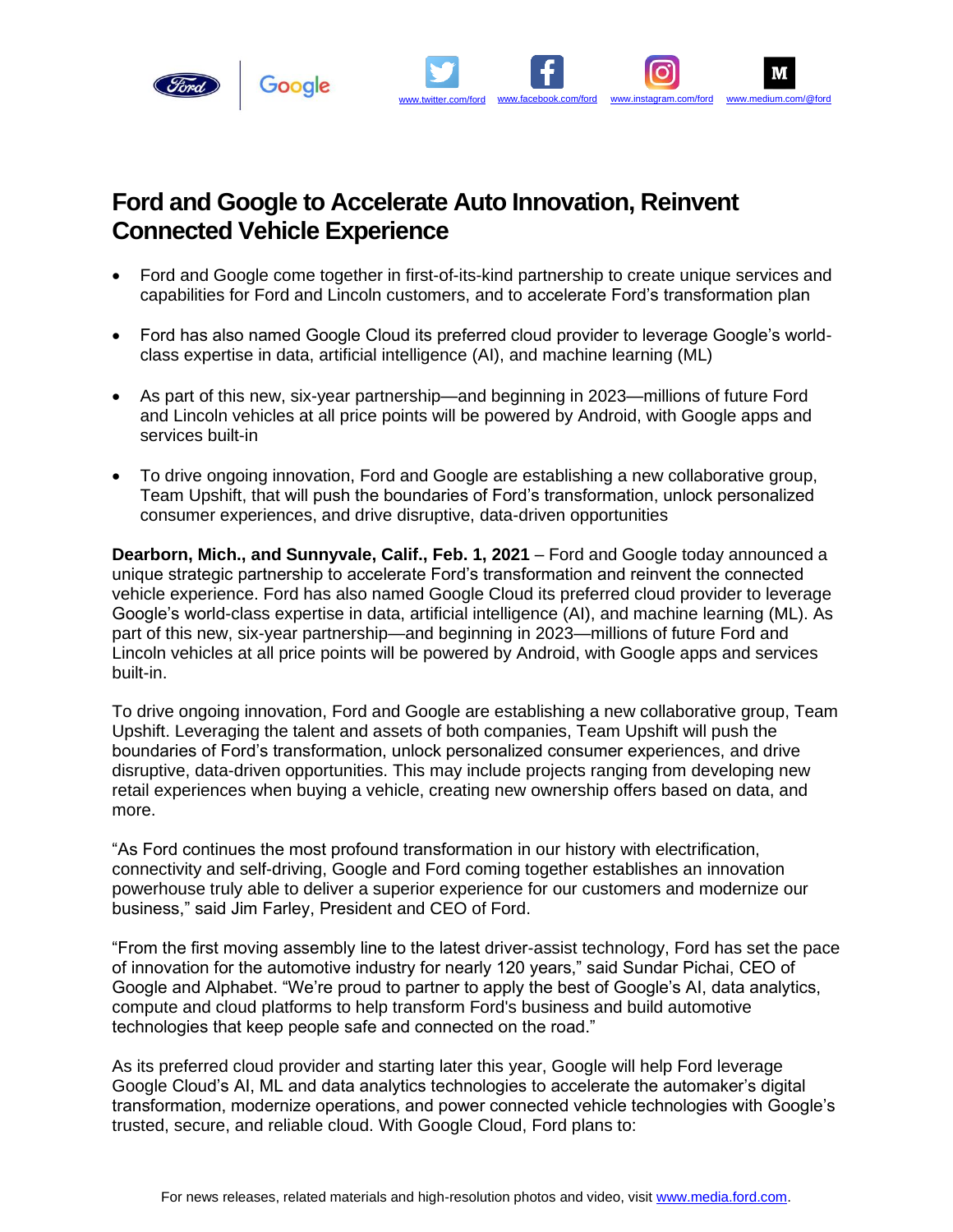www.twitter.com/ford www.facebook.com/ford www.instagram.com/ford www.medium.com/@ford

# Ford and Google to Accelerate Auto Innovation, Reinvent Connected Vehicle Experience

- Ford and Google come together in first-of-its-kind partnership to create unique services and capabilities for Ford and Lincoln customers, and to accelerate Ford's transformation plan
- Ford has also named Google Cloud its preferred cloud provider to leverage Google's world-class expertise in data, artificial intelligence (AI), and machine learning (ML)
- As part of this new, six-year partnership—and beginning in 2023—millions of future Ford and Lincoln vehicles at all price points will be powered by Android, with Google apps and services built-in
- To drive ongoing innovation, Ford and Google are establishing a new collaborative group, Team Upshift, that will push the boundaries of Ford's transformation, unlock personalized consumer experiences, and drive disruptive, data-driven opportunities

**Dearborn, Mich., and Sunnyvale, Calif., Feb. 1, 2021** – Ford and Google today announced a unique strategic partnership to accelerate Ford's transformation and reinvent the connected vehicle experience. Ford has also named Google Cloud its preferred cloud provider to leverage Google's world-class expertise in data, artificial intelligence (AI), and machine learning (ML). As part of this new, six-year partnership—and beginning in 2023—millions of future Ford and Lincoln vehicles at all price points will be powered by Android, with Google apps and services built-in.

To drive ongoing innovation, Ford and Google are establishing a new collaborative group, Team Upshift. Leveraging the talent and assets of both companies, Team Upshift will push the boundaries of Ford's transformation, unlock personalized consumer experiences, and drive disruptive, data-driven opportunities. This may include projects ranging from developing new retail experiences when buying a vehicle, creating new ownership offers based on data, and more.

"As Ford continues the most profound transformation in our history with electrification, connectivity and self-driving, Google and Ford coming together establishes an innovation powerhouse truly able to deliver a superior experience for our customers and modernize our business," said Jim Farley, President and CEO of Ford.

"From the first moving assembly line to the latest driver-assist technology, Ford has set the pace of innovation for the automotive industry for nearly 120 years," said Sundar Pichai, CEO of Google and Alphabet. "We're proud to partner to apply the best of Google's AI, data analytics, compute and cloud platforms to help transform Ford's business and build automotive technologies that keep people safe and connected on the road."

As its preferred cloud provider and starting later this year, Google will help Ford leverage Google Cloud's AI, ML and data analytics technologies to accelerate the automaker's digital transformation, modernize operations, and power connected vehicle technologies with Google's trusted, secure, and reliable cloud. With Google Cloud, Ford plans to:

For news releases, related materials and high-resolution photos and video, visit www.media.ford.com.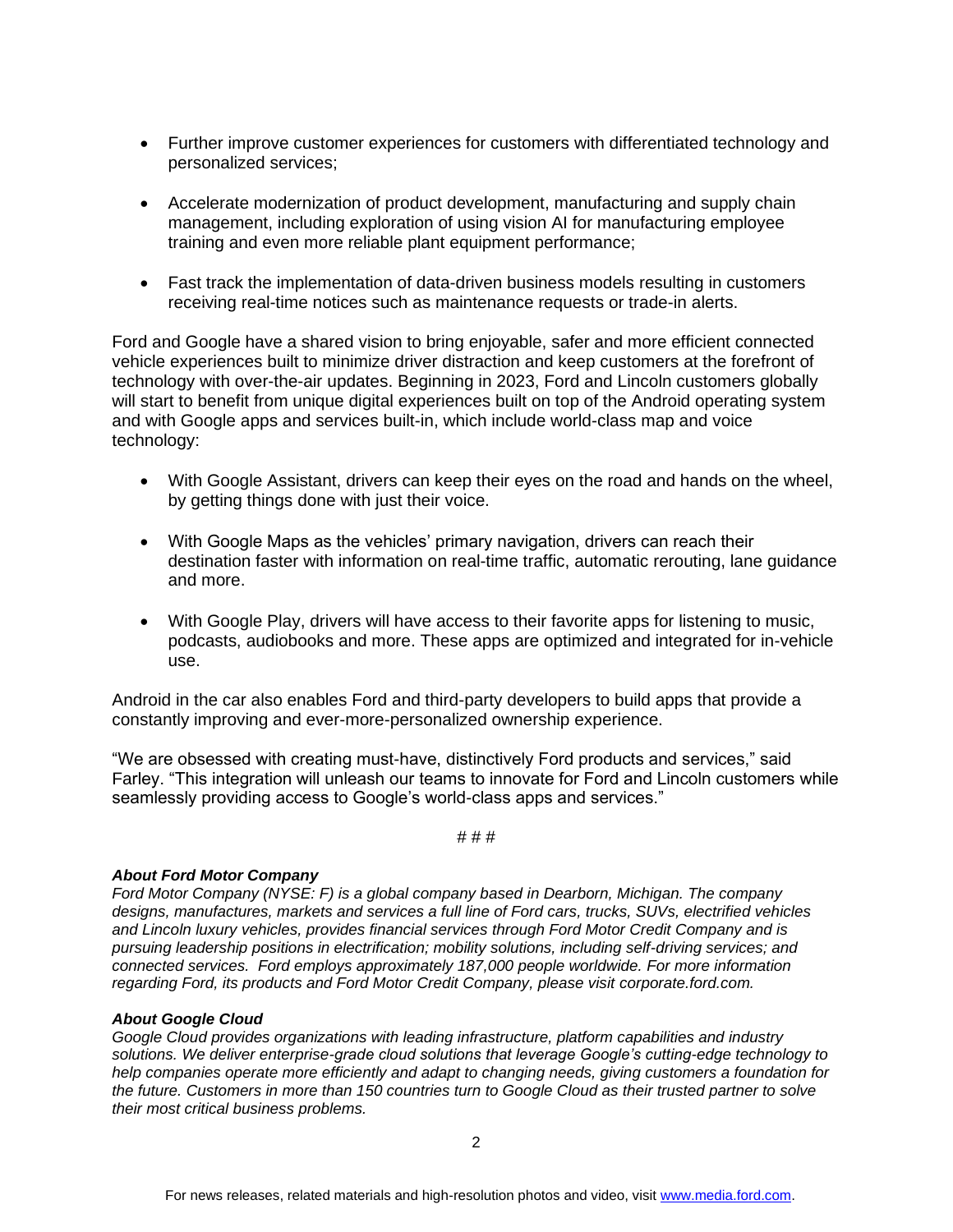- Further improve customer experiences for customers with differentiated technology and personalized services;

- Accelerate modernization of product development, manufacturing and supply chain management, including exploration of using vision AI for manufacturing employee training and even more reliable plant equipment performance;

- Fast track the implementation of data-driven business models resulting in customers receiving real-time notices such as maintenance requests or trade-in alerts.

Ford and Google have a shared vision to bring enjoyable, safer and more efficient connected vehicle experiences built to minimize driver distraction and keep customers at the forefront of technology with over-the-air updates. Beginning in 2023, Ford and Lincoln customers globally will start to benefit from unique digital experiences built on top of the Android operating system and with Google apps and services built-in, which include world-class map and voice technology:

- With Google Assistant, drivers can keep their eyes on the road and hands on the wheel, by getting things done with just their voice.

- With Google Maps as the vehicles' primary navigation, drivers can reach their destination faster with information on real-time traffic, automatic rerouting, lane guidance and more.

- With Google Play, drivers will have access to their favorite apps for listening to music, podcasts, audiobooks and more. These apps are optimized and integrated for in-vehicle use.

Android in the car also enables Ford and third-party developers to build apps that provide a constantly improving and ever-more-personalized ownership experience.

"We are obsessed with creating must-have, distinctively Ford products and services," said Farley. "This integration will unleash our teams to innovate for Ford and Lincoln customers while seamlessly providing access to Google's world-class apps and services."

# # #

***About Ford Motor Company***
*Ford Motor Company (NYSE: F) is a global company based in Dearborn, Michigan. The company designs, manufactures, markets and services a full line of Ford cars, trucks, SUVs, electrified vehicles and Lincoln luxury vehicles, provides financial services through Ford Motor Credit Company and is pursuing leadership positions in electrification; mobility solutions, including self-driving services; and connected services. Ford employs approximately 187,000 people worldwide. For more information regarding Ford, its products and Ford Motor Credit Company, please visit corporate.ford.com.*

***About Google Cloud***
*Google Cloud provides organizations with leading infrastructure, platform capabilities and industry solutions. We deliver enterprise-grade cloud solutions that leverage Google's cutting-edge technology to help companies operate more efficiently and adapt to changing needs, giving customers a foundation for the future. Customers in more than 150 countries turn to Google Cloud as their trusted partner to solve their most critical business problems.*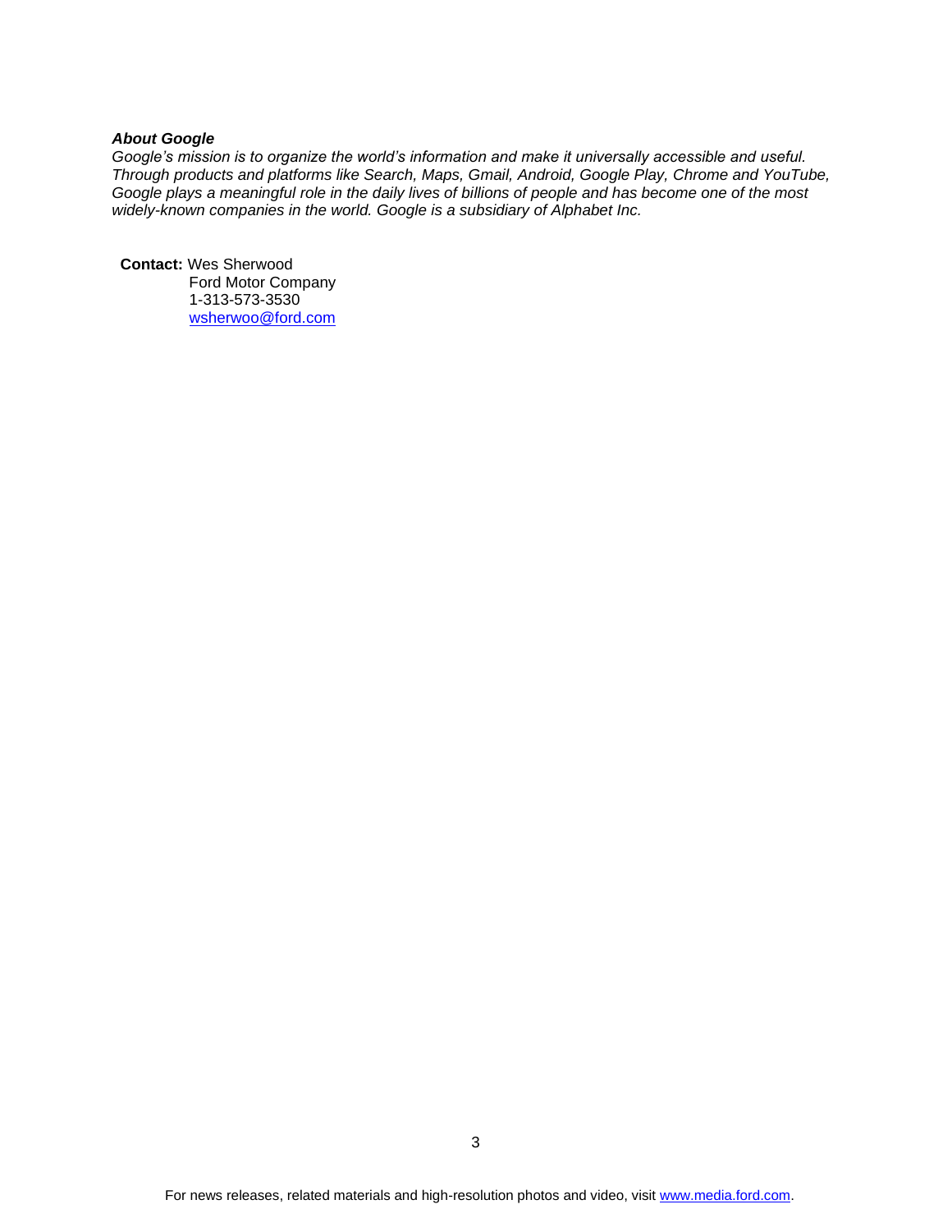***About Google***

*Google's mission is to organize the world's information and make it universally accessible and useful. Through products and platforms like Search, Maps, Gmail, Android, Google Play, Chrome and YouTube, Google plays a meaningful role in the daily lives of billions of people and has become one of the most widely-known companies in the world. Google is a subsidiary of Alphabet Inc.*

**Contact:** Wes Sherwood
Ford Motor Company
1-313-573-3530
wsherwoo@ford.com

For news releases, related materials and high-resolution photos and video, visit www.media.ford.com.